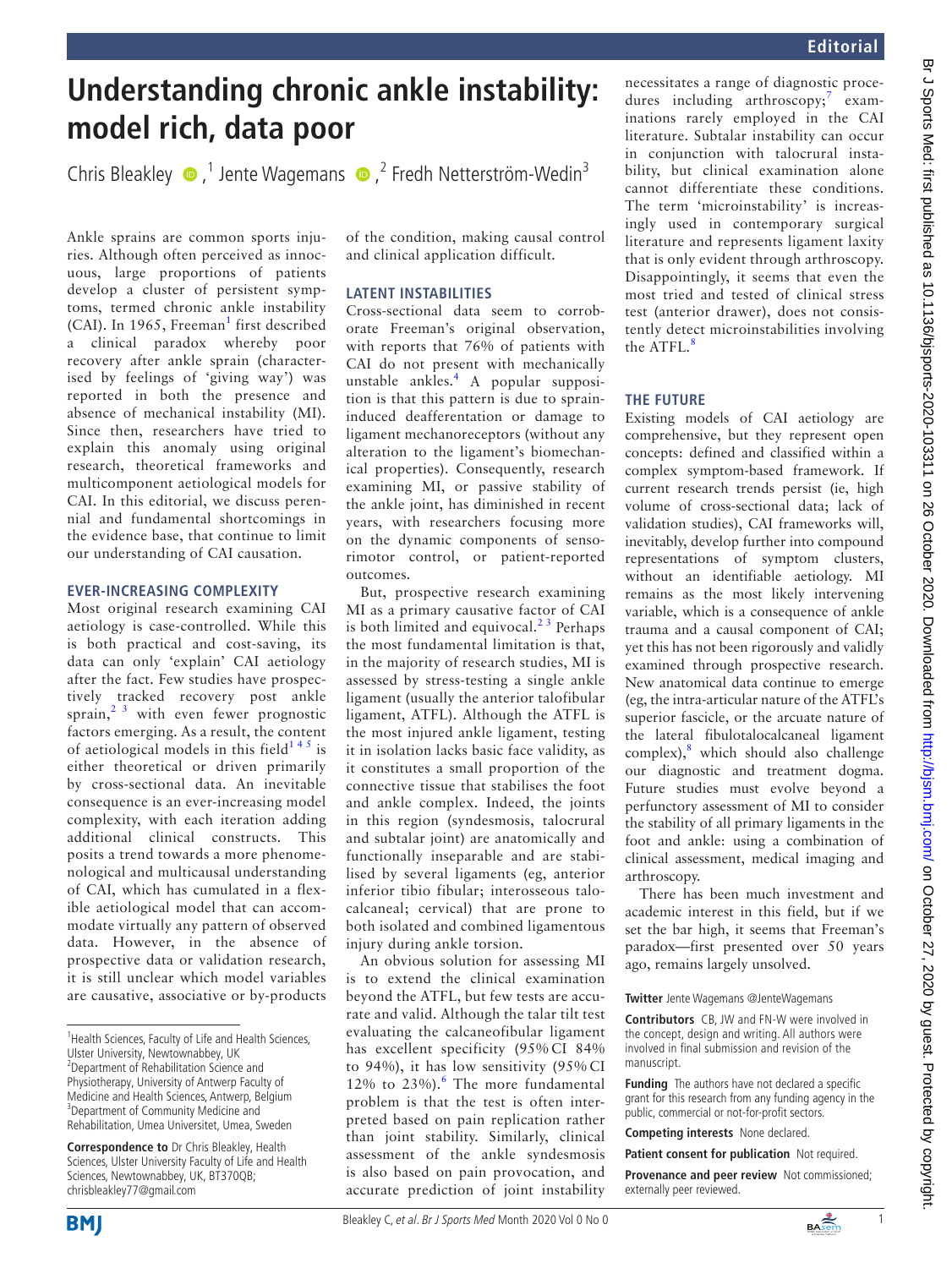# Understanding chronic ankle instability: model rich, data poor

Chris Bleakley,[1] Jente Wagemans,[2] Fredh Netterström-Wedin[3]

Ankle sprains are common sports injuries. Although often perceived as innocuous, large proportions of patients develop a cluster of persistent symptoms, termed chronic ankle instability (CAI). In 1965, Freeman[1] first described a clinical paradox whereby poor recovery after ankle sprain (characterised by feelings of 'giving way') was reported in both the presence and absence of mechanical instability (MI). Since then, researchers have tried to explain this anomaly using original research, theoretical frameworks and multicomponent aetiological models for CAI. In this editorial, we discuss perennial and fundamental shortcomings in the evidence base, that continue to limit our understanding of CAI causation.

## EVER-INCREASING COMPLEXITY

Most original research examining CAI aetiology is case-controlled. While this is both practical and cost-saving, its data can only 'explain' CAI aetiology after the fact. Few studies have prospectively tracked recovery post ankle sprain,[2,3] with even fewer prognostic factors emerging. As a result, the content of aetiological models in this field[1,4,5] is either theoretical or driven primarily by cross-sectional data. An inevitable consequence is an ever-increasing model complexity, with each iteration adding additional clinical constructs. This posits a trend towards a more phenomenological and multicausal understanding of CAI, which has cumulated in a flexible aetiological model that can accommodate virtually any pattern of observed data. However, in the absence of prospective data or validation research, it is still unclear which model variables are causative, associative or by-products of the condition, making causal control and clinical application difficult.

## LATENT INSTABILITIES

Cross-sectional data seem to corroborate Freeman's original observation, with reports that 76% of patients with CAI do not present with mechanically unstable ankles.[4] A popular supposition is that this pattern is due to sprain-induced deafferentation or damage to ligament mechanoreceptors (without any alteration to the ligament's biomechanical properties). Consequently, research examining MI, or passive stability of the ankle joint, has diminished in recent years, with researchers focusing more on the dynamic components of sensorimotor control, or patient-reported outcomes.

But, prospective research examining MI as a primary causative factor of CAI is both limited and equivocal.[2,3] Perhaps the most fundamental limitation is that, in the majority of research studies, MI is assessed by stress-testing a single ankle ligament (usually the anterior talofibular ligament, ATFL). Although the ATFL is the most injured ankle ligament, testing it in isolation lacks basic face validity, as it constitutes a small proportion of the connective tissue that stabilises the foot and ankle complex. Indeed, the joints in this region (syndesmosis, talocrural and subtalar joint) are anatomically and functionally inseparable and are stabilised by several ligaments (eg, anterior inferior tibio fibular; interosseous talocalcaneal; cervical) that are prone to both isolated and combined ligamentous injury during ankle torsion.

An obvious solution for assessing MI is to extend the clinical examination beyond the ATFL, but few tests are accurate and valid. Although the talar tilt test evaluating the calcaneofibular ligament has excellent specificity (95% CI 84% to 94%), it has low sensitivity (95% CI 12% to 23%).[6] The more fundamental problem is that the test is often interpreted based on pain replication rather than joint stability. Similarly, clinical assessment of the ankle syndesmosis is also based on pain provocation, and accurate prediction of joint instability necessitates a range of diagnostic procedures including arthroscopy;[7] examinations rarely employed in the CAI literature. Subtalar instability can occur in conjunction with talocrural instability, but clinical examination alone cannot differentiate these conditions. The term 'microinstability' is increasingly used in contemporary surgical literature and represents ligament laxity that is only evident through arthroscopy. Disappointingly, it seems that even the most tried and tested of clinical stress test (anterior drawer), does not consistently detect microinstabilities involving the ATFL.[8]

## THE FUTURE

Existing models of CAI aetiology are comprehensive, but they represent open concepts: defined and classified within a complex symptom-based framework. If current research trends persist (ie, high volume of cross-sectional data; lack of validation studies), CAI frameworks will, inevitably, develop further into compound representations of symptom clusters, without an identifiable aetiology. MI remains as the most likely intervening variable, which is a consequence of ankle trauma and a causal component of CAI; yet this has not been rigorously and validly examined through prospective research. New anatomical data continue to emerge (eg, the intra-articular nature of the ATFL's superior fascicle, or the arcuate nature of the lateral fibulotalocalcaneal ligament complex),[8] which should also challenge our diagnostic and treatment dogma. Future studies must evolve beyond a perfunctory assessment of MI to consider the stability of all primary ligaments in the foot and ankle: using a combination of clinical assessment, medical imaging and arthroscopy.

There has been much investment and academic interest in this field, but if we set the bar high, it seems that Freeman's paradox—first presented over 50 years ago, remains largely unsolved.

**Twitter** Jente Wagemans @JenteWagemans

**Contributors** CB, JW and FN-W were involved in the concept, design and writing. All authors were involved in final submission and revision of the manuscript.

**Funding** The authors have not declared a specific grant for this research from any funding agency in the public, commercial or not-for-profit sectors.

**Competing interests** None declared.

**Patient consent for publication** Not required.

**Provenance and peer review** Not commissioned; externally peer reviewed.

---

[1]Health Sciences, Faculty of Life and Health Sciences, Ulster University, Newtownabbey, UK
[2]Department of Rehabilitation Science and Physiotherapy, University of Antwerp Faculty of Medicine and Health Sciences, Antwerp, Belgium
[3]Department of Community Medicine and Rehabilitation, Umea Universitet, Umea, Sweden

**Correspondence to** Dr Chris Bleakley, Health Sciences, Ulster University Faculty of Life and Health Sciences, Newtownabbey, UK, BT370QB; chrisbleakley77@gmail.com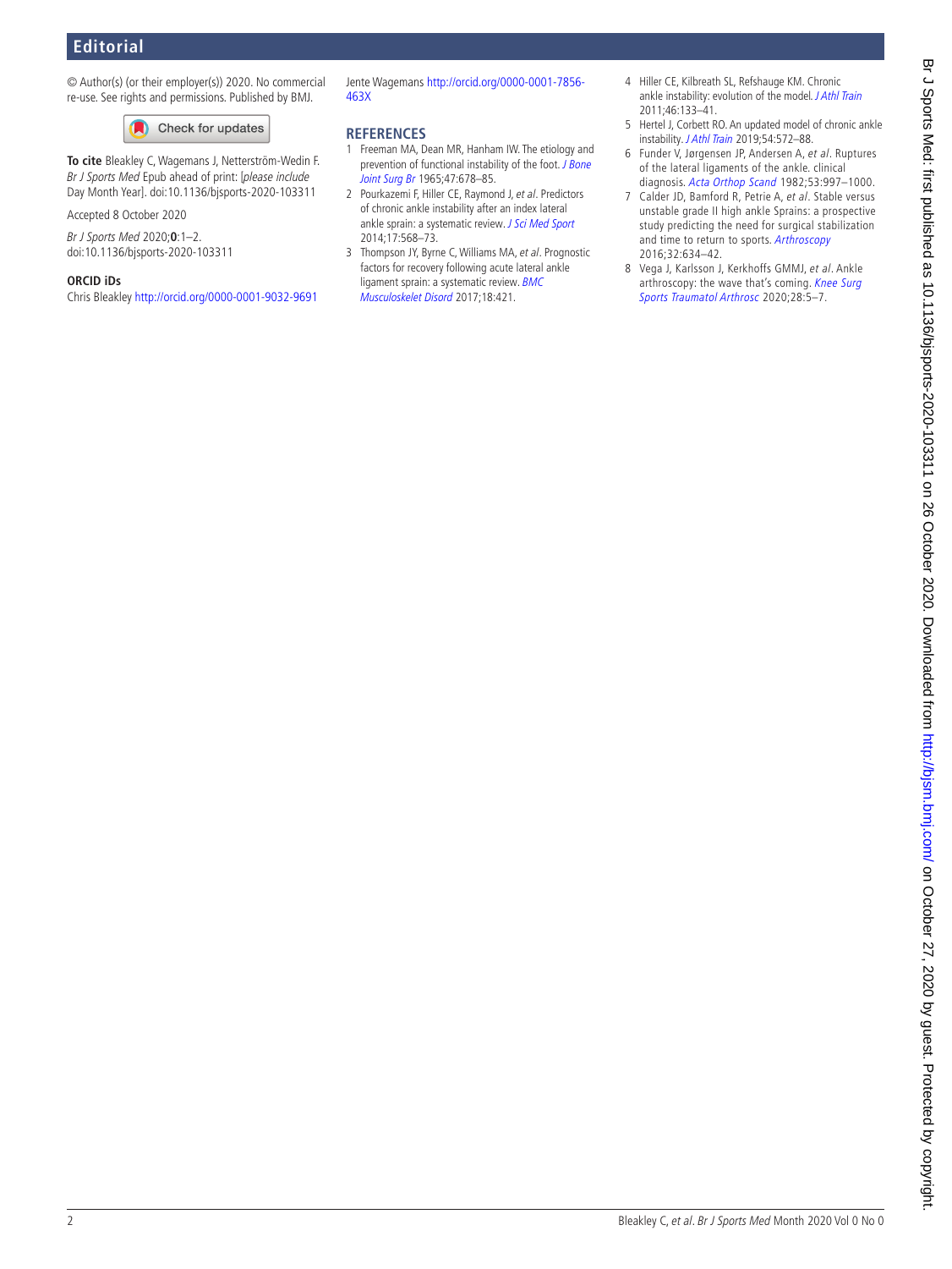© Author(s) (or their employer(s)) 2020. No commercial re-use. See rights and permissions. Published by BMJ.

**To cite** Bleakley C, Wagemans J, Netterström-Wedin F. *Br J Sports Med* Epub ahead of print: [*please include* Day Month Year]. doi:10.1136/bjsports-2020-103311

Accepted 8 October 2020

*Br J Sports Med* 2020;**0**:1–2. doi:10.1136/bjsports-2020-103311

### ORCID iDs

Chris Bleakley http://orcid.org/0000-0001-9032-9691

Jente Wagemans http://orcid.org/0000-0001-7856-463X

## REFERENCES

1. Freeman MA, Dean MR, Hanham IW. The etiology and prevention of functional instability of the foot. *J Bone Joint Surg Br* 1965;47:678–85.
2. Pourkazemi F, Hiller CE, Raymond J, *et al*. Predictors of chronic ankle instability after an index lateral ankle sprain: a systematic review. *J Sci Med Sport* 2014;17:568–73.
3. Thompson JY, Byrne C, Williams MA, *et al*. Prognostic factors for recovery following acute lateral ankle ligament sprain: a systematic review. *BMC Musculoskelet Disord* 2017;18:421.
4. Hiller CE, Kilbreath SL, Refshauge KM. Chronic ankle instability: evolution of the model. *J Athl Train* 2011;46:133–41.
5. Hertel J, Corbett RO. An updated model of chronic ankle instability. *J Athl Train* 2019;54:572–88.
6. Funder V, Jørgensen JP, Andersen A, *et al*. Ruptures of the lateral ligaments of the ankle. clinical diagnosis. *Acta Orthop Scand* 1982;53:997–1000.
7. Calder JD, Bamford R, Petrie A, *et al*. Stable versus unstable grade II high ankle Sprains: a prospective study predicting the need for surgical stabilization and time to return to sports. *Arthroscopy* 2016;32:634–42.
8. Vega J, Karlsson J, Kerkhoffs GMMJ, *et al*. Ankle arthroscopy: the wave that's coming. *Knee Surg Sports Traumatol Arthrosc* 2020;28:5–7.